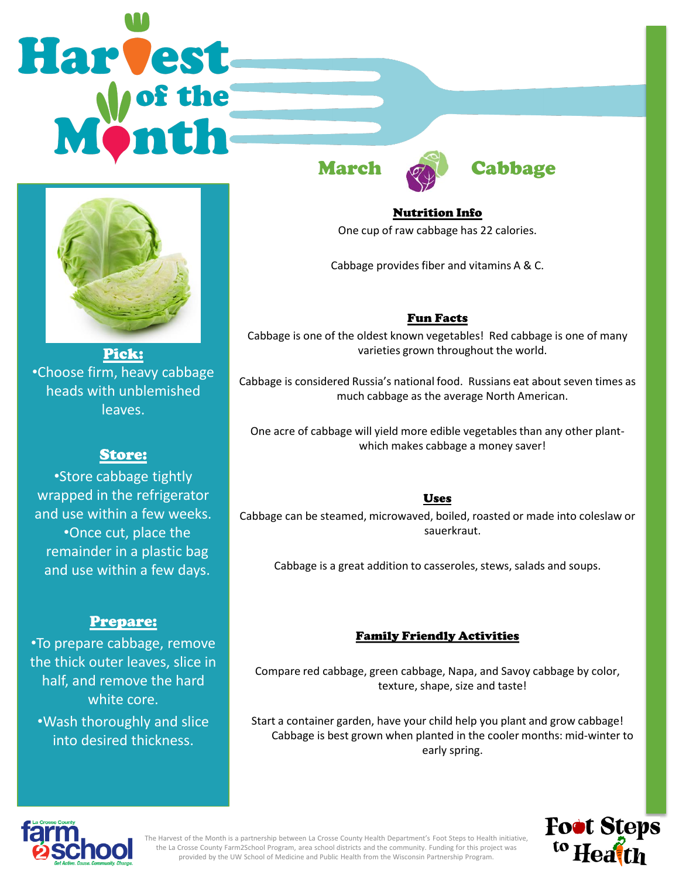# Harvest of the Month

## March — Cabbage

### Pick:

- Choose firm, heavy cabbage heads with unblemished leaves.

### Store:

- Store cabbage tightly wrapped in the refrigerator and use within a few weeks.
- Once cut, place the remainder in a plastic bag and use within a few days.

### Prepare:

- To prepare cabbage, remove the thick outer leaves, slice in half, and remove the hard white core.
- Wash thoroughly and slice into desired thickness.

### Nutrition Info

One cup of raw cabbage has 22 calories.

Cabbage provides fiber and vitamins A & C.

### Fun Facts

Cabbage is one of the oldest known vegetables! Red cabbage is one of many varieties grown throughout the world.

Cabbage is considered Russia's national food. Russians eat about seven times as much cabbage as the average North American.

One acre of cabbage will yield more edible vegetables than any other plant- which makes cabbage a money saver!

### Uses

Cabbage can be steamed, microwaved, boiled, roasted or made into coleslaw or sauerkraut.

Cabbage is a great addition to casseroles, stews, salads and soups.

### Family Friendly Activities

Compare red cabbage, green cabbage, Napa, and Savoy cabbage by color, texture, shape, size and taste!

Start a container garden, have your child help you plant and grow cabbage! Cabbage is best grown when planted in the cooler months: mid-winter to early spring.

La Crosse County farm2school — Get Active. Cause. Community. Change.

The Harvest of the Month is a partnership between La Crosse County Health Department's Foot Steps to Health initiative, the La Crosse County Farm2School Program, area school districts and the community. Funding for this project was provided by the UW School of Medicine and Public Health from the Wisconsin Partnership Program.

Foot Steps to Health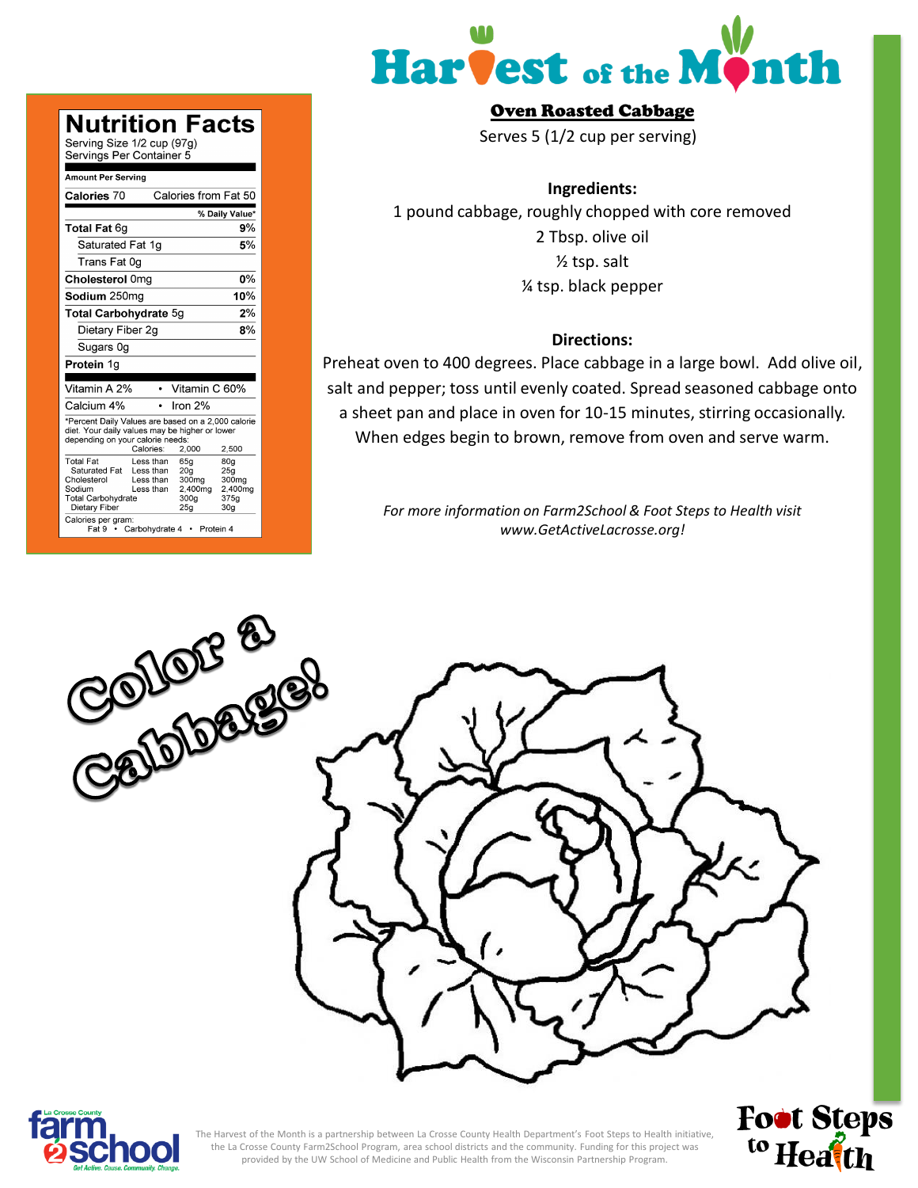# Harvest of the Month

## Nutrition Facts

Serving Size 1/2 cup (97g)
Servings Per Container 5

**Amount Per Serving**

| | |
|---|---|
| **Calories** 70 | Calories from Fat 50 |
| | **% Daily Value*** |
| **Total Fat** 6g | **9%** |
| Saturated Fat 1g | **5%** |
| Trans Fat 0g | |
| **Cholesterol** 0mg | **0%** |
| **Sodium** 250mg | **10%** |
| **Total Carbohydrate** 5g | **2%** |
| Dietary Fiber 2g | **8%** |
| Sugars 0g | |
| **Protein** 1g | |
| Vitamin A 2% | Vitamin C 60% |
| Calcium 4% | Iron 2% |

*Percent Daily Values are based on a 2,000 calorie diet. Your daily values may be higher or lower depending on your calorie needs:

| | | Calories: 2,000 | 2,500 |
|---|---|---|---|
| Total Fat | Less than | 65g | 80g |
| Saturated Fat | Less than | 20g | 25g |
| Cholesterol | Less than | 300mg | 300mg |
| Sodium | Less than | 2,400mg | 2,400mg |
| Total Carbohydrate | | 300g | 375g |
| Dietary Fiber | | 25g | 30g |

Calories per gram:
Fat 9 • Carbohydrate 4 • Protein 4

## Oven Roasted Cabbage

Serves 5 (1/2 cup per serving)

### Ingredients:

1 pound cabbage, roughly chopped with core removed
2 Tbsp. olive oil
½ tsp. salt
¼ tsp. black pepper

### Directions:

Preheat oven to 400 degrees. Place cabbage in a large bowl. Add olive oil, salt and pepper; toss until evenly coated. Spread seasoned cabbage onto a sheet pan and place in oven for 10-15 minutes, stirring occasionally. When edges begin to brown, remove from oven and serve warm.

*For more information on Farm2School & Foot Steps to Health visit www.GetActiveLacrosse.org!*

## Color a Cabbage!

La Crosse County farm 2 school — Get Active. Cause. Community. Change.

The Harvest of the Month is a partnership between La Crosse County Health Department's Foot Steps to Health initiative, the La Crosse County Farm2School Program, area school districts and the community. Funding for this project was provided by the UW School of Medicine and Public Health from the Wisconsin Partnership Program.

Foot Steps to Health